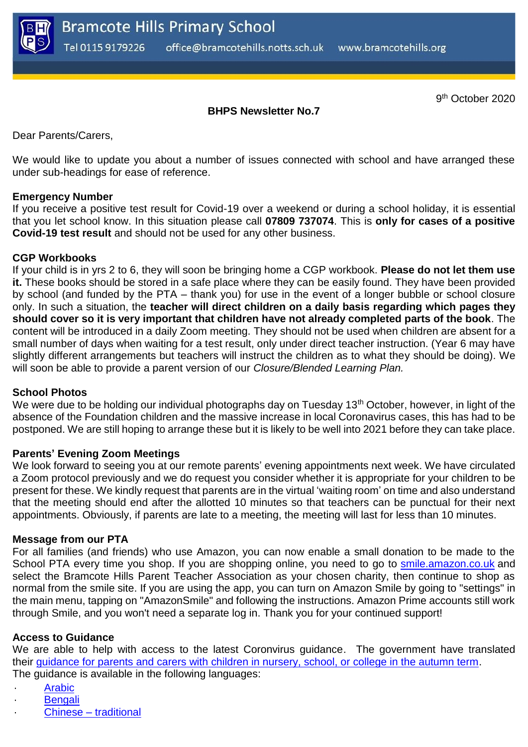# Bramcote Hills Primary School

Tel 0115 9179226 office@bramcotehills.notts.sch.uk www.bramcotehills.org

9th October 2020

**BHPS Newsletter No.7**

Dear Parents/Carers,

We would like to update you about a number of issues connected with school and have arranged these under sub-headings for ease of reference.

**Emergency Number**

If you receive a positive test result for Covid-19 over a weekend or during a school holiday, it is essential that you let school know. In this situation please call **07809 737074**. This is **only for cases of a positive Covid-19 test result** and should not be used for any other business.

**CGP Workbooks**

If your child is in yrs 2 to 6, they will soon be bringing home a CGP workbook. **Please do not let them use it.** These books should be stored in a safe place where they can be easily found. They have been provided by school (and funded by the PTA – thank you) for use in the event of a longer bubble or school closure only. In such a situation, the **teacher will direct children on a daily basis regarding which pages they should cover so it is very important that children have not already completed parts of the book**. The content will be introduced in a daily Zoom meeting. They should not be used when children are absent for a small number of days when waiting for a test result, only under direct teacher instruction. (Year 6 may have slightly different arrangements but teachers will instruct the children as to what they should be doing). We will soon be able to provide a parent version of our *Closure/Blended Learning Plan.*

**School Photos**

We were due to be holding our individual photographs day on Tuesday 13th October, however, in light of the absence of the Foundation children and the massive increase in local Coronavirus cases, this has had to be postponed. We are still hoping to arrange these but it is likely to be well into 2021 before they can take place.

**Parents' Evening Zoom Meetings**

We look forward to seeing you at our remote parents' evening appointments next week. We have circulated a Zoom protocol previously and we do request you consider whether it is appropriate for your children to be present for these. We kindly request that parents are in the virtual 'waiting room' on time and also understand that the meeting should end after the allotted 10 minutes so that teachers can be punctual for their next appointments. Obviously, if parents are late to a meeting, the meeting will last for less than 10 minutes.

**Message from our PTA**

For all families (and friends) who use Amazon, you can now enable a small donation to be made to the School PTA every time you shop. If you are shopping online, you need to go to smile.amazon.co.uk and select the Bramcote Hills Parent Teacher Association as your chosen charity, then continue to shop as normal from the smile site. If you are using the app, you can turn on Amazon Smile by going to "settings" in the main menu, tapping on "AmazonSmile" and following the instructions. Amazon Prime accounts still work through Smile, and you won't need a separate log in. Thank you for your continued support!

**Access to Guidance**

We are able to help with access to the latest Coronvirus guidance. The government have translated their guidance for parents and carers with children in nursery, school, or college in the autumn term.
The guidance is available in the following languages:

- Arabic
- Bengali
- Chinese – traditional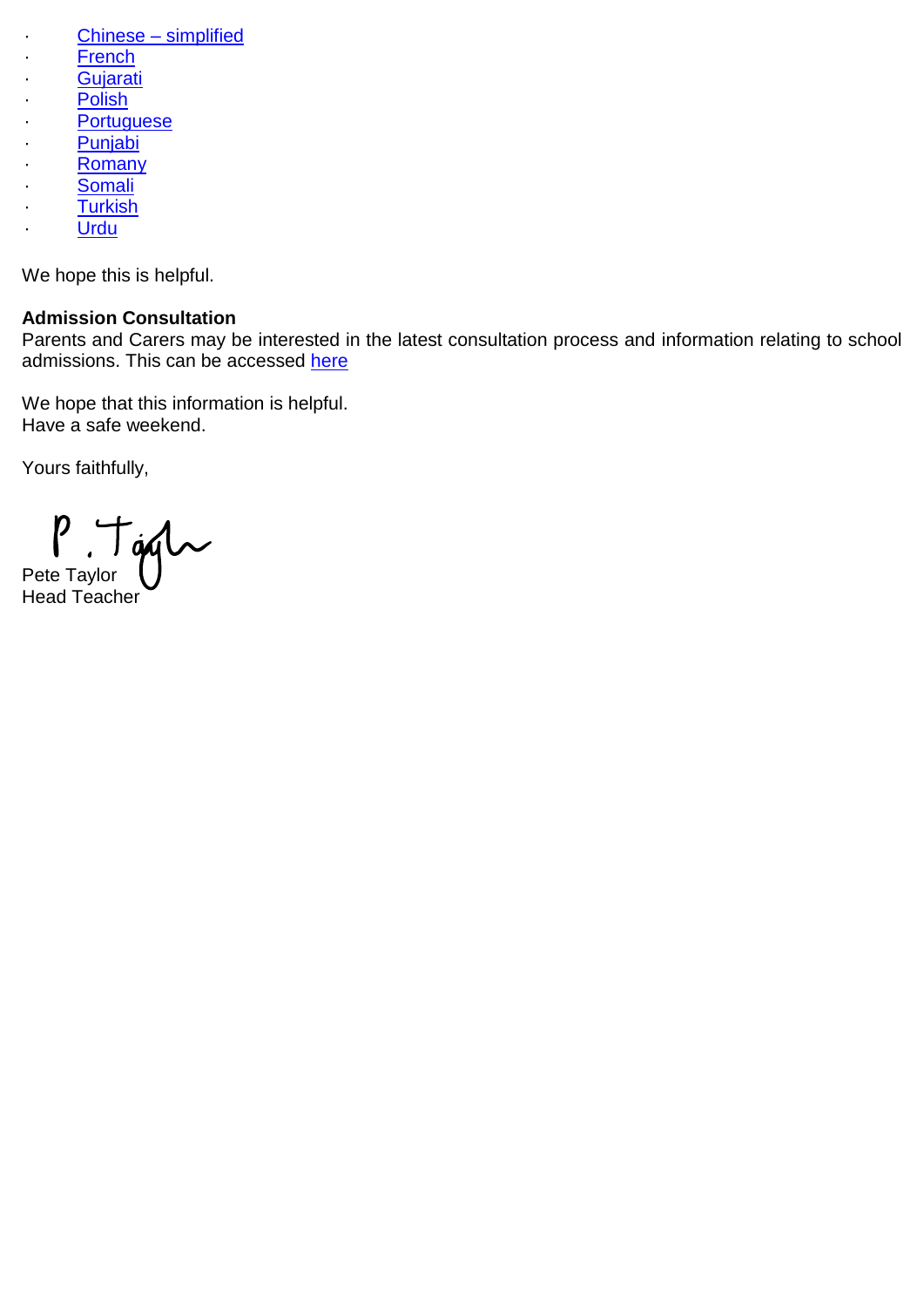- Chinese – simplified
- French
- Gujarati
- Polish
- Portuguese
- Punjabi
- Romany
- Somali
- Turkish
- Urdu

We hope this is helpful.

**Admission Consultation**
Parents and Carers may be interested in the latest consultation process and information relating to school admissions. This can be accessed here

We hope that this information is helpful.
Have a safe weekend.

Yours faithfully,

P. Taylor

Pete Taylor
Head Teacher